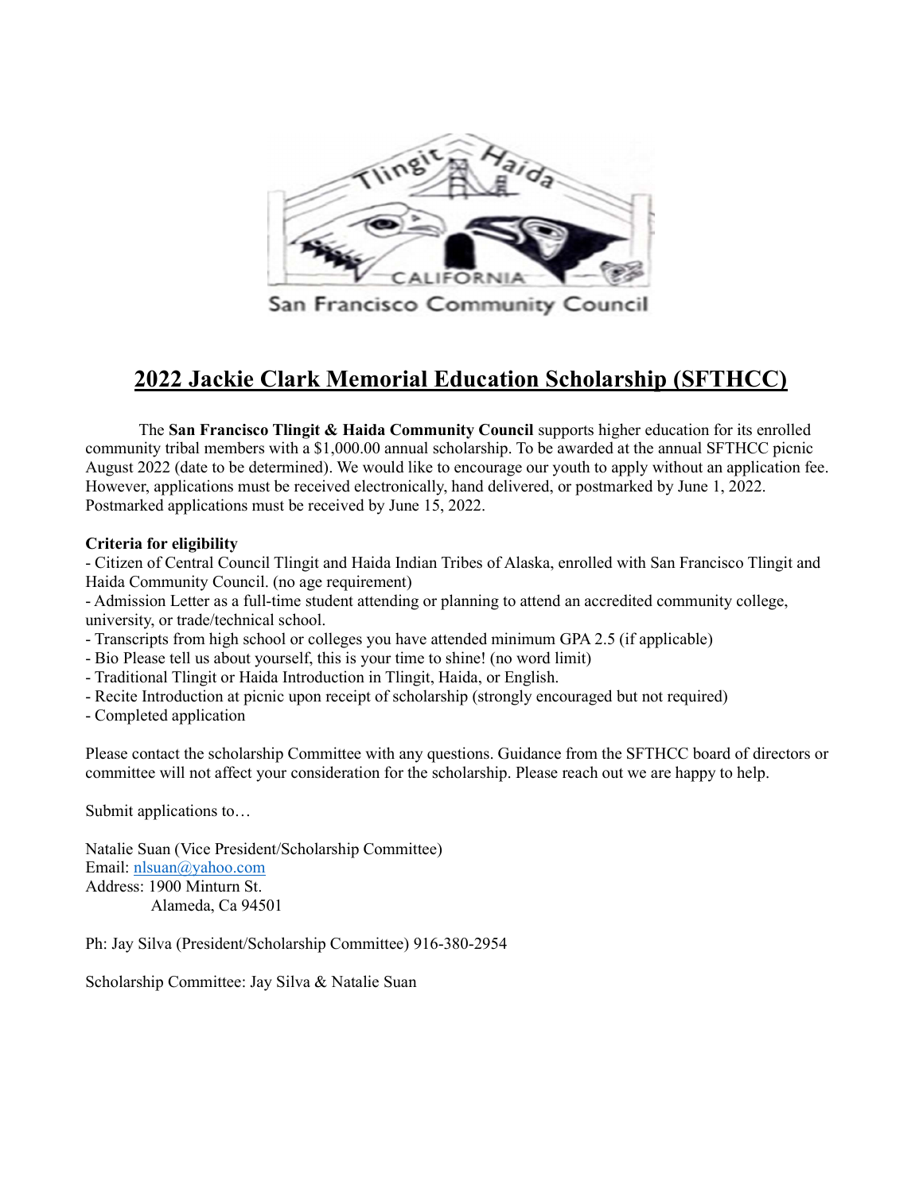Tlingit Haida

CALIFORNIA

San Francisco Community Council

# 2022 Jackie Clark Memorial Education Scholarship (SFTHCC)

The **San Francisco Tlingit & Haida Community Council** supports higher education for its enrolled community tribal members with a $1,000.00 annual scholarship. To be awarded at the annual SFTHCC picnic August 2022 (date to be determined). We would like to encourage our youth to apply without an application fee. However, applications must be received electronically, hand delivered, or postmarked by June 1, 2022. Postmarked applications must be received by June 15, 2022.

**Criteria for eligibility**

- Citizen of Central Council Tlingit and Haida Indian Tribes of Alaska, enrolled with San Francisco Tlingit and Haida Community Council. (no age requirement)
- Admission Letter as a full-time student attending or planning to attend an accredited community college, university, or trade/technical school.
- Transcripts from high school or colleges you have attended minimum GPA 2.5 (if applicable)
- Bio Please tell us about yourself, this is your time to shine! (no word limit)
- Traditional Tlingit or Haida Introduction in Tlingit, Haida, or English.
- Recite Introduction at picnic upon receipt of scholarship (strongly encouraged but not required)
- Completed application

Please contact the scholarship Committee with any questions. Guidance from the SFTHCC board of directors or committee will not affect your consideration for the scholarship. Please reach out we are happy to help.

Submit applications to…

Natalie Suan (Vice President/Scholarship Committee)
Email: nlsuan@yahoo.com
Address: 1900 Minturn St.
Alameda, Ca 94501

Ph: Jay Silva (President/Scholarship Committee) 916-380-2954

Scholarship Committee: Jay Silva & Natalie Suan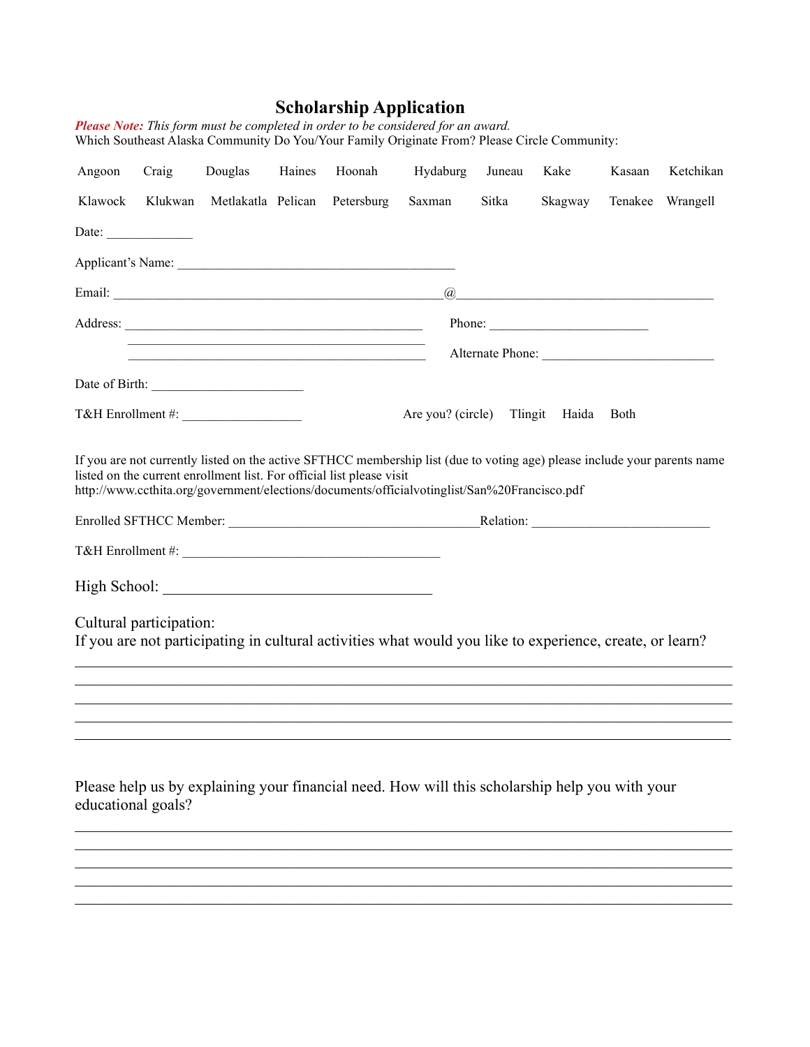# Scholarship Application

***Please Note:** This form must be completed in order to be considered for an award.*

Which Southeast Alaska Community Do You/Your Family Originate From? Please Circle Community:

| Angoon | Craig | Douglas | Haines | Hoonah | Hydaburg | Juneau | Kake | Kasaan | Ketchikan |
|---|---|---|---|---|---|---|---|---|---|
| Klawock | Klukwan | Metlakatla | Pelican | Petersburg | Saxman | Sitka | Skagway | Tenakee | Wrangell |

Date: _____________

Applicant's Name: _________________________________________

Email: _________________________________________________@_______________________________________

Address: _____________________________________________ Phone: ________________________

_____________________________________________

_____________________________________________ Alternate Phone: __________________________

Date of Birth: _______________________

T&H Enrollment #: __________________ Are you? (circle) Tlingit Haida Both

If you are not currently listed on the active SFTHCC membership list (due to voting age) please include your parents name listed on the current enrollment list. For official list please visit http://www.ccthita.org/government/elections/documents/officialvotinglist/San%20Francisco.pdf

Enrolled SFTHCC Member: _____________________________________Relation: __________________________

T&H Enrollment #: _______________________________________

High School: ____________________________________

Cultural participation:

If you are not participating in cultural activities what would you like to experience, create, or learn?

_____________________________________________________________________________________________

_____________________________________________________________________________________________

_____________________________________________________________________________________________

_____________________________________________________________________________________________

_____________________________________________________________________________________________

Please help us by explaining your financial need. How will this scholarship help you with your educational goals?

_____________________________________________________________________________________________

_____________________________________________________________________________________________

_____________________________________________________________________________________________

_____________________________________________________________________________________________

_____________________________________________________________________________________________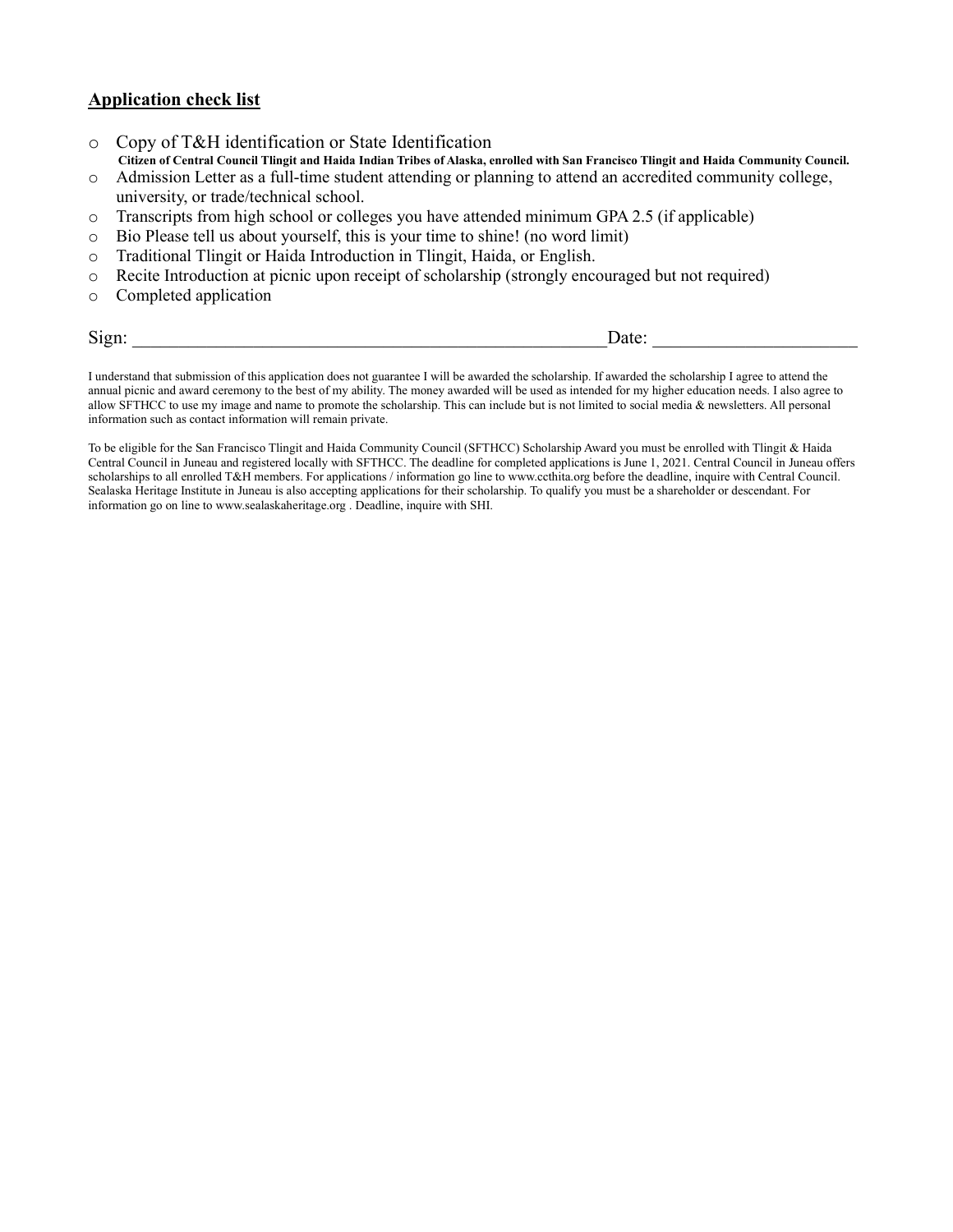## Application check list

- Copy of T&H identification or State Identification
  **Citizen of Central Council Tlingit and Haida Indian Tribes of Alaska, enrolled with San Francisco Tlingit and Haida Community Council.**
- Admission Letter as a full-time student attending or planning to attend an accredited community college, university, or trade/technical school.
- Transcripts from high school or colleges you have attended minimum GPA 2.5 (if applicable)
- Bio Please tell us about yourself, this is your time to shine! (no word limit)
- Traditional Tlingit or Haida Introduction in Tlingit, Haida, or English.
- Recite Introduction at picnic upon receipt of scholarship (strongly encouraged but not required)
- Completed application

Sign: ____________________________________________________Date: _____________________

I understand that submission of this application does not guarantee I will be awarded the scholarship. If awarded the scholarship I agree to attend the annual picnic and award ceremony to the best of my ability. The money awarded will be used as intended for my higher education needs. I also agree to allow SFTHCC to use my image and name to promote the scholarship. This can include but is not limited to social media & newsletters. All personal information such as contact information will remain private.

To be eligible for the San Francisco Tlingit and Haida Community Council (SFTHCC) Scholarship Award you must be enrolled with Tlingit & Haida Central Council in Juneau and registered locally with SFTHCC. The deadline for completed applications is June 1, 2021. Central Council in Juneau offers scholarships to all enrolled T&H members. For applications / information go line to www.ccthita.org before the deadline, inquire with Central Council. Sealaska Heritage Institute in Juneau is also accepting applications for their scholarship. To qualify you must be a shareholder or descendant. For information go on line to www.sealaskaheritage.org . Deadline, inquire with SHI.